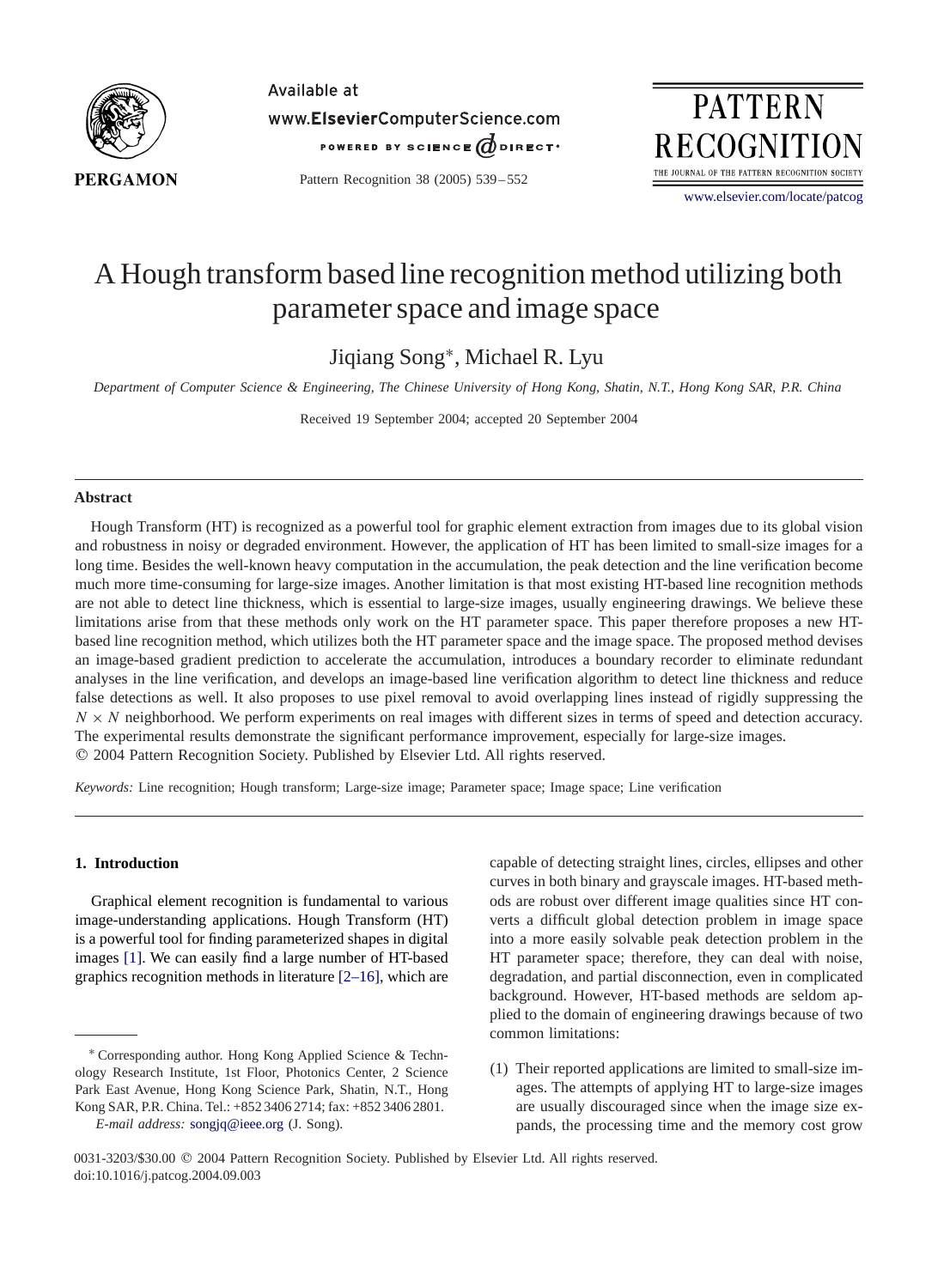# A Hough transform based line recognition method utilizing both parameter space and image space

Jiqiang Song*, Michael R. Lyu

*Department of Computer Science & Engineering, The Chinese University of Hong Kong, Shatin, N.T., Hong Kong SAR, P.R. China*

Received 19 September 2004; accepted 20 September 2004

## Abstract

Hough Transform (HT) is recognized as a powerful tool for graphic element extraction from images due to its global vision and robustness in noisy or degraded environment. However, the application of HT has been limited to small-size images for a long time. Besides the well-known heavy computation in the accumulation, the peak detection and the line verification become much more time-consuming for large-size images. Another limitation is that most existing HT-based line recognition methods are not able to detect line thickness, which is essential to large-size images, usually engineering drawings. We believe these limitations arise from that these methods only work on the HT parameter space. This paper therefore proposes a new HT-based line recognition method, which utilizes both the HT parameter space and the image space. The proposed method devises an image-based gradient prediction to accelerate the accumulation, introduces a boundary recorder to eliminate redundant analyses in the line verification, and develops an image-based line verification algorithm to detect line thickness and reduce false detections as well. It also proposes to use pixel removal to avoid overlapping lines instead of rigidly suppressing the $N \times N$ neighborhood. We perform experiments on real images with different sizes in terms of speed and detection accuracy. The experimental results demonstrate the significant performance improvement, especially for large-size images.
© 2004 Pattern Recognition Society. Published by Elsevier Ltd. All rights reserved.

*Keywords:* Line recognition; Hough transform; Large-size image; Parameter space; Image space; Line verification

## 1. Introduction

Graphical element recognition is fundamental to various image-understanding applications. Hough Transform (HT) is a powerful tool for finding parameterized shapes in digital images [1]. We can easily find a large number of HT-based graphics recognition methods in literature [2–16], which are capable of detecting straight lines, circles, ellipses and other curves in both binary and grayscale images. HT-based methods are robust over different image qualities since HT converts a difficult global detection problem in image space into a more easily solvable peak detection problem in the HT parameter space; therefore, they can deal with noise, degradation, and partial disconnection, even in complicated background. However, HT-based methods are seldom applied to the domain of engineering drawings because of two common limitations:

(1) Their reported applications are limited to small-size images. The attempts of applying HT to large-size images are usually discouraged since when the image size expands, the processing time and the memory cost grow

---

* Corresponding author. Hong Kong Applied Science & Technology Research Institute, 1st Floor, Photonics Center, 2 Science Park East Avenue, Hong Kong Science Park, Shatin, N.T., Hong Kong SAR, P.R. China. Tel.: +852 3406 2714; fax: +852 3406 2801.
*E-mail address:* songjq@ieee.org (J. Song).

0031-3203/$30.00 © 2004 Pattern Recognition Society. Published by Elsevier Ltd. All rights reserved.
doi:10.1016/j.patcog.2004.09.003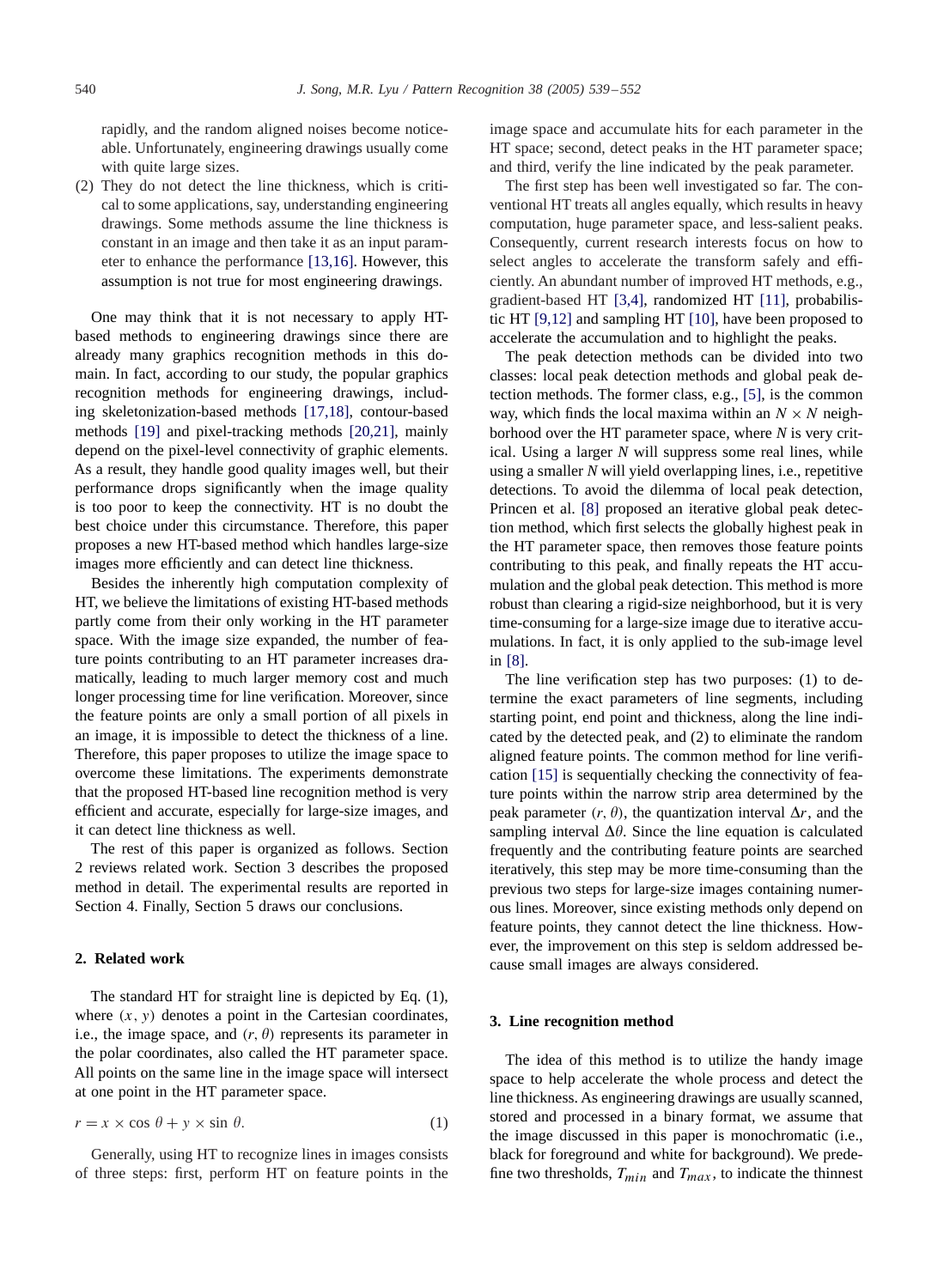rapidly, and the random aligned noises become noticeable. Unfortunately, engineering drawings usually come with quite large sizes.

(2) They do not detect the line thickness, which is critical to some applications, say, understanding engineering drawings. Some methods assume the line thickness is constant in an image and then take it as an input parameter to enhance the performance [13,16]. However, this assumption is not true for most engineering drawings.

One may think that it is not necessary to apply HT-based methods to engineering drawings since there are already many graphics recognition methods in this domain. In fact, according to our study, the popular graphics recognition methods for engineering drawings, including skeletonization-based methods [17,18], contour-based methods [19] and pixel-tracking methods [20,21], mainly depend on the pixel-level connectivity of graphic elements. As a result, they handle good quality images well, but their performance drops significantly when the image quality is too poor to keep the connectivity. HT is no doubt the best choice under this circumstance. Therefore, this paper proposes a new HT-based method which handles large-size images more efficiently and can detect line thickness.

Besides the inherently high computation complexity of HT, we believe the limitations of existing HT-based methods partly come from their only working in the HT parameter space. With the image size expanded, the number of feature points contributing to an HT parameter increases dramatically, leading to much larger memory cost and much longer processing time for line verification. Moreover, since the feature points are only a small portion of all pixels in an image, it is impossible to detect the thickness of a line. Therefore, this paper proposes to utilize the image space to overcome these limitations. The experiments demonstrate that the proposed HT-based line recognition method is very efficient and accurate, especially for large-size images, and it can detect line thickness as well.

The rest of this paper is organized as follows. Section 2 reviews related work. Section 3 describes the proposed method in detail. The experimental results are reported in Section 4. Finally, Section 5 draws our conclusions.

## 2. Related work

The standard HT for straight line is depicted by Eq. (1), where $(x, y)$ denotes a point in the Cartesian coordinates, i.e., the image space, and $(r, \theta)$ represents its parameter in the polar coordinates, also called the HT parameter space. All points on the same line in the image space will intersect at one point in the HT parameter space.

$$r = x \times \cos\theta + y \times \sin\theta. \tag{1}$$

Generally, using HT to recognize lines in images consists of three steps: first, perform HT on feature points in the image space and accumulate hits for each parameter in the HT space; second, detect peaks in the HT parameter space; and third, verify the line indicated by the peak parameter.

The first step has been well investigated so far. The conventional HT treats all angles equally, which results in heavy computation, huge parameter space, and less-salient peaks. Consequently, current research interests focus on how to select angles to accelerate the transform safely and efficiently. An abundant number of improved HT methods, e.g., gradient-based HT [3,4], randomized HT [11], probabilistic HT [9,12] and sampling HT [10], have been proposed to accelerate the accumulation and to highlight the peaks.

The peak detection methods can be divided into two classes: local peak detection methods and global peak detection methods. The former class, e.g., [5], is the common way, which finds the local maxima within an $N \times N$ neighborhood over the HT parameter space, where $N$ is very critical. Using a larger $N$ will suppress some real lines, while using a smaller $N$ will yield overlapping lines, i.e., repetitive detections. To avoid the dilemma of local peak detection, Princen et al. [8] proposed an iterative global peak detection method, which first selects the globally highest peak in the HT parameter space, then removes those feature points contributing to this peak, and finally repeats the HT accumulation and the global peak detection. This method is more robust than clearing a rigid-size neighborhood, but it is very time-consuming for a large-size image due to iterative accumulations. In fact, it is only applied to the sub-image level in [8].

The line verification step has two purposes: (1) to determine the exact parameters of line segments, including starting point, end point and thickness, along the line indicated by the detected peak, and (2) to eliminate the random aligned feature points. The common method for line verification [15] is sequentially checking the connectivity of feature points within the narrow strip area determined by the peak parameter $(r, \theta)$, the quantization interval $\Delta r$, and the sampling interval $\Delta\theta$. Since the line equation is calculated frequently and the contributing feature points are searched iteratively, this step may be more time-consuming than the previous two steps for large-size images containing numerous lines. Moreover, since existing methods only depend on feature points, they cannot detect the line thickness. However, the improvement on this step is seldom addressed because small images are always considered.

## 3. Line recognition method

The idea of this method is to utilize the handy image space to help accelerate the whole process and detect the line thickness. As engineering drawings are usually scanned, stored and processed in a binary format, we assume that the image discussed in this paper is monochromatic (i.e., black for foreground and white for background). We predefine two thresholds, $T_{min}$ and $T_{max}$, to indicate the thinnest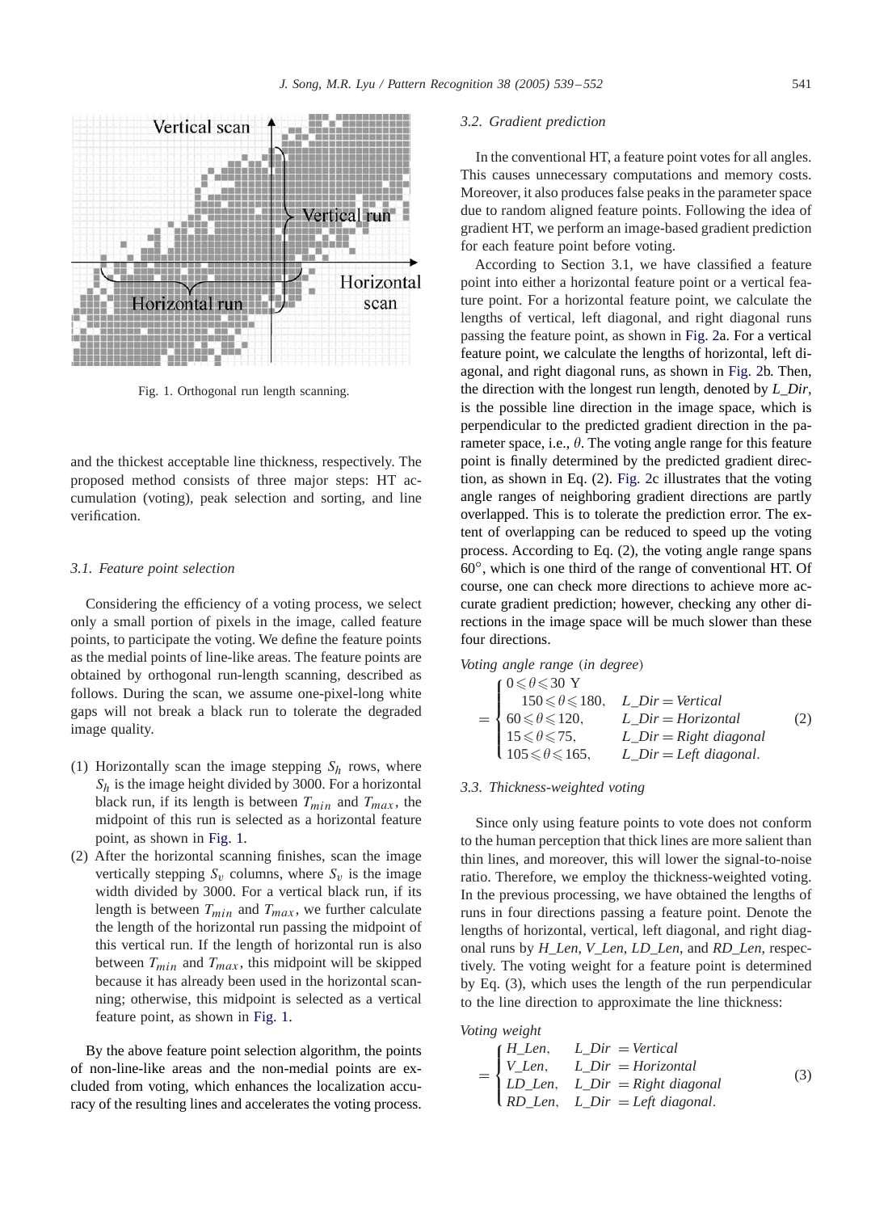Fig. 1. Orthogonal run length scanning.

and the thickest acceptable line thickness, respectively. The proposed method consists of three major steps: HT accumulation (voting), peak selection and sorting, and line verification.

### 3.1. Feature point selection

Considering the efficiency of a voting process, we select only a small portion of pixels in the image, called feature points, to participate the voting. We define the feature points as the medial points of line-like areas. The feature points are obtained by orthogonal run-length scanning, described as follows. During the scan, we assume one-pixel-long white gaps will not break a black run to tolerate the degraded image quality.

1. Horizontally scan the image stepping $S_h$ rows, where $S_h$ is the image height divided by 3000. For a horizontal black run, if its length is between $T_{min}$ and $T_{max}$, the midpoint of this run is selected as a horizontal feature point, as shown in Fig. 1.
2. After the horizontal scanning finishes, scan the image vertically stepping $S_v$ columns, where $S_v$ is the image width divided by 3000. For a vertical black run, if its length is between $T_{min}$ and $T_{max}$, we further calculate the length of the horizontal run passing the midpoint of this vertical run. If the length of horizontal run is also between $T_{min}$ and $T_{max}$, this midpoint will be skipped because it has already been used in the horizontal scanning; otherwise, this midpoint is selected as a vertical feature point, as shown in Fig. 1.

By the above feature point selection algorithm, the points of non-line-like areas and the non-medial points are excluded from voting, which enhances the localization accuracy of the resulting lines and accelerates the voting process.

### 3.2. Gradient prediction

In the conventional HT, a feature point votes for all angles. This causes unnecessary computations and memory costs. Moreover, it also produces false peaks in the parameter space due to random aligned feature points. Following the idea of gradient HT, we perform an image-based gradient prediction for each feature point before voting.

According to Section 3.1, we have classified a feature point into either a horizontal feature point or a vertical feature point. For a horizontal feature point, we calculate the lengths of vertical, left diagonal, and right diagonal runs passing the feature point, as shown in Fig. 2a. For a vertical feature point, we calculate the lengths of horizontal, left diagonal, and right diagonal runs, as shown in Fig. 2b. Then, the direction with the longest run length, denoted by *L_Dir*, is the possible line direction in the image space, which is perpendicular to the predicted gradient direction in the parameter space, i.e., $\theta$. The voting angle range for this feature point is finally determined by the predicted gradient direction, as shown in Eq. (2). Fig. 2c illustrates that the voting angle ranges of neighboring gradient directions are partly overlapped. This is to tolerate the prediction error. The extent of overlapping can be reduced to speed up the voting process. According to Eq. (2), the voting angle range spans $60^{\circ}$, which is one third of the range of conventional HT. Of course, one can check more directions to achieve more accurate gradient prediction; however, checking any other directions in the image space will be much slower than these four directions.

*Voting angle range* (*in degree*)

$$
= \begin{cases} 0 \leqslant \theta \leqslant 30 \text{ Y} \\ \quad 150 \leqslant \theta \leqslant 180, & L\_Dir = Vertical \\ 60 \leqslant \theta \leqslant 120, & L\_Dir = Horizontal \\ 15 \leqslant \theta \leqslant 75, & L\_Dir = Right\ diagonal \\ 105 \leqslant \theta \leqslant 165, & L\_Dir = Left\ diagonal. \end{cases} \tag{2}
$$

### 3.3. Thickness-weighted voting

Since only using feature points to vote does not conform to the human perception that thick lines are more salient than thin lines, and moreover, this will lower the signal-to-noise ratio. Therefore, we employ the thickness-weighted voting. In the previous processing, we have obtained the lengths of runs in four directions passing a feature point. Denote the lengths of horizontal, vertical, left diagonal, and right diagonal runs by *H_Len*, *V_Len*, *LD_Len*, and *RD_Len*, respectively. The voting weight for a feature point is determined by Eq. (3), which uses the length of the run perpendicular to the line direction to approximate the line thickness:

*Voting weight*

$$
= \begin{cases} H\_Len, & L\_Dir = Vertical \\ V\_Len, & L\_Dir = Horizontal \\ LD\_Len, & L\_Dir = Right\ diagonal \\ RD\_Len, & L\_Dir = Left\ diagonal. \end{cases} \tag{3}
$$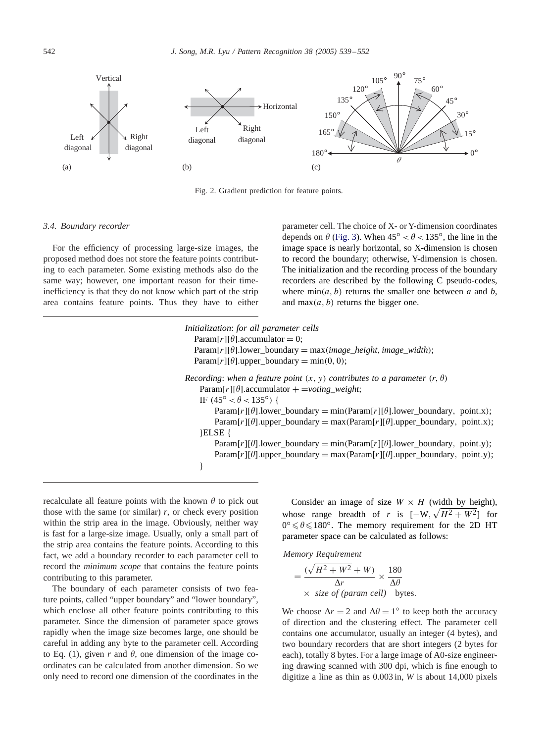Fig. 2. Gradient prediction for feature points.

### 3.4. Boundary recorder

For the efficiency of processing large-size images, the proposed method does not store the feature points contributing to each parameter. Some existing methods also do the same way; however, one important reason for their time-inefficiency is that they do not know which part of the strip area contains feature points. Thus they have to either recalculate all feature points with the known $\theta$ to pick out those with the same (or similar) $r$, or check every position within the strip area in the image. Obviously, neither way is fast for a large-size image. Usually, only a small part of the strip area contains the feature points. According to this fact, we add a boundary recorder to each parameter cell to record the *minimum scope* that contains the feature points contributing to this parameter.

The boundary of each parameter consists of two feature points, called "upper boundary" and "lower boundary", which enclose all other feature points contributing to this parameter. Since the dimension of parameter space grows rapidly when the image size becomes large, one should be careful in adding any byte to the parameter cell. According to Eq. (1), given $r$ and $\theta$, one dimension of the image coordinates can be calculated from another dimension. So we only need to record one dimension of the coordinates in the parameter cell. The choice of X- or Y-dimension coordinates depends on $\theta$ (Fig. 3). When $45^\circ < \theta < 135^\circ$, the line in the image space is nearly horizontal, so X-dimension is chosen to record the boundary; otherwise, Y-dimension is chosen. The initialization and the recording process of the boundary recorders are described by the following C pseudo-codes, where $\min(a, b)$ returns the smaller one between $a$ and $b$, and $\max(a, b)$ returns the bigger one.

```
Initialization: for all parameter cells
  Param[r][θ].accumulator = 0;
  Param[r][θ].lower_boundary = max(image_height, image_width);
  Param[r][θ].upper_boundary = min(0, 0);

Recording: when a feature point (x, y) contributes to a parameter (r, θ)
  Param[r][θ].accumulator + =voting_weight;
  IF (45° < θ < 135°) {
      Param[r][θ].lower_boundary = min(Param[r][θ].lower_boundary, point.x);
      Param[r][θ].upper_boundary = max(Param[r][θ].upper_boundary, point.x);
  }ELSE {
      Param[r][θ].lower_boundary = min(Param[r][θ].lower_boundary, point.y);
      Param[r][θ].upper_boundary = max(Param[r][θ].upper_boundary, point.y);
  }
```

Consider an image of size $W \times H$ (width by height), whose range breadth of $r$ is $[-W, \sqrt{H^2 + W^2}]$ for $0^\circ \leqslant \theta \leqslant 180^\circ$. The memory requirement for the 2D HT parameter space can be calculated as follows:

*Memory Requirement*

$$= \frac{(\sqrt{H^2 + W^2} + W)}{\Delta r} \times \frac{180}{\Delta \theta} \times \textit{size of (param cell)} \quad \text{bytes.}$$

We choose $\Delta r = 2$ and $\Delta \theta = 1^\circ$ to keep both the accuracy of direction and the clustering effect. The parameter cell contains one accumulator, usually an integer (4 bytes), and two boundary recorders that are short integers (2 bytes for each), totally 8 bytes. For a large image of A0-size engineering drawing scanned with 300 dpi, which is fine enough to digitize a line as thin as 0.003 in, $W$ is about 14,000 pixels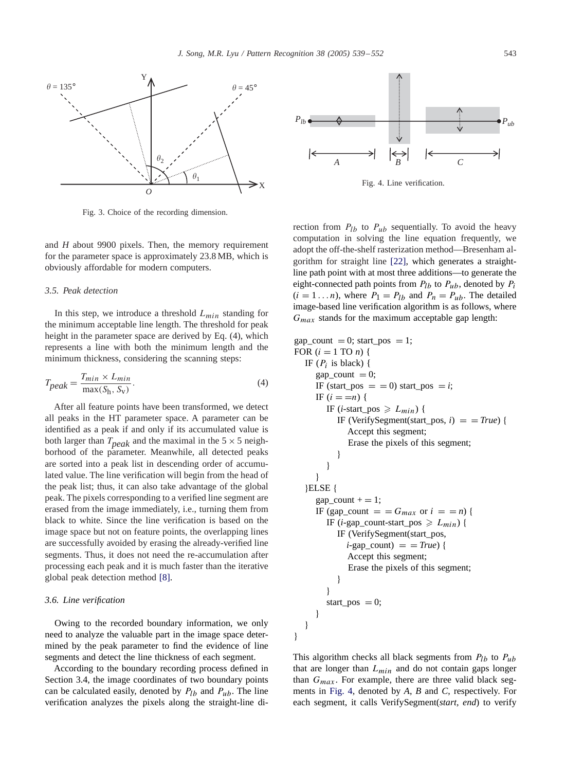Fig. 3. Choice of the recording dimension.

Fig. 4. Line verification.

and $H$ about 9900 pixels. Then, the memory requirement for the parameter space is approximately 23.8 MB, which is obviously affordable for modern computers.

### 3.5. Peak detection

In this step, we introduce a threshold $L_{min}$ standing for the minimum acceptable line length. The threshold for peak height in the parameter space are derived by Eq. (4), which represents a line with both the minimum length and the minimum thickness, considering the scanning steps:

$$T_{peak} = \frac{T_{min} \times L_{min}}{\max(S_{\mathrm{h}}, S_{\mathrm{v}})}. \tag{4}$$

After all feature points have been transformed, we detect all peaks in the HT parameter space. A parameter can be identified as a peak if and only if its accumulated value is both larger than $T_{peak}$ and the maximal in the $5 \times 5$ neighborhood of the parameter. Meanwhile, all detected peaks are sorted into a peak list in descending order of accumulated value. The line verification will begin from the head of the peak list; thus, it can also take advantage of the global peak. The pixels corresponding to a verified line segment are erased from the image immediately, i.e., turning them from black to white. Since the line verification is based on the image space but not on feature points, the overlapping lines are successfully avoided by erasing the already-verified line segments. Thus, it does not need the re-accumulation after processing each peak and it is much faster than the iterative global peak detection method [8].

### 3.6. Line verification

Owing to the recorded boundary information, we only need to analyze the valuable part in the image space determined by the peak parameter to find the evidence of line segments and detect the line thickness of each segment.

According to the boundary recording process defined in Section 3.4, the image coordinates of two boundary points can be calculated easily, denoted by $P_{lb}$ and $P_{ub}$. The line verification analyzes the pixels along the straight-line direction from $P_{lb}$ to $P_{ub}$ sequentially. To avoid the heavy computation in solving the line equation frequently, we adopt the off-the-shelf rasterization method—Bresenham algorithm for straight line [22], which generates a straight-line path point with at most three additions—to generate the eight-connected path points from $P_{lb}$ to $P_{ub}$, denoted by $P_i$ ($i = 1 \ldots n$), where $P_1 = P_{lb}$ and $P_n = P_{ub}$. The detailed image-based line verification algorithm is as follows, where $G_{max}$ stands for the maximum acceptable gap length:

```
gap_count = 0; start_pos = 1;
FOR (i = 1 TO n) {
   IF (P_i is black) {
      gap_count = 0;
      IF (start_pos == 0) start_pos = i;
      IF (i == n) {
         IF (i-start_pos ≥ L_min) {
            IF (VerifySegment(start_pos, i) == True) {
               Accept this segment;
               Erase the pixels of this segment;
            }
         }
      }
   }ELSE {
      gap_count += 1;
      IF (gap_count == G_max or i == n) {
         IF (i-gap_count-start_pos ≥ L_min) {
            IF (VerifySegment(start_pos,
               i-gap_count) == True) {
               Accept this segment;
               Erase the pixels of this segment;
            }
         }
         start_pos = 0;
      }
   }
}
```

This algorithm checks all black segments from $P_{lb}$ to $P_{ub}$ that are longer than $L_{min}$ and do not contain gaps longer than $G_{max}$. For example, there are three valid black segments in Fig. 4, denoted by $A$, $B$ and $C$, respectively. For each segment, it calls VerifySegment(*start*, *end*) to verify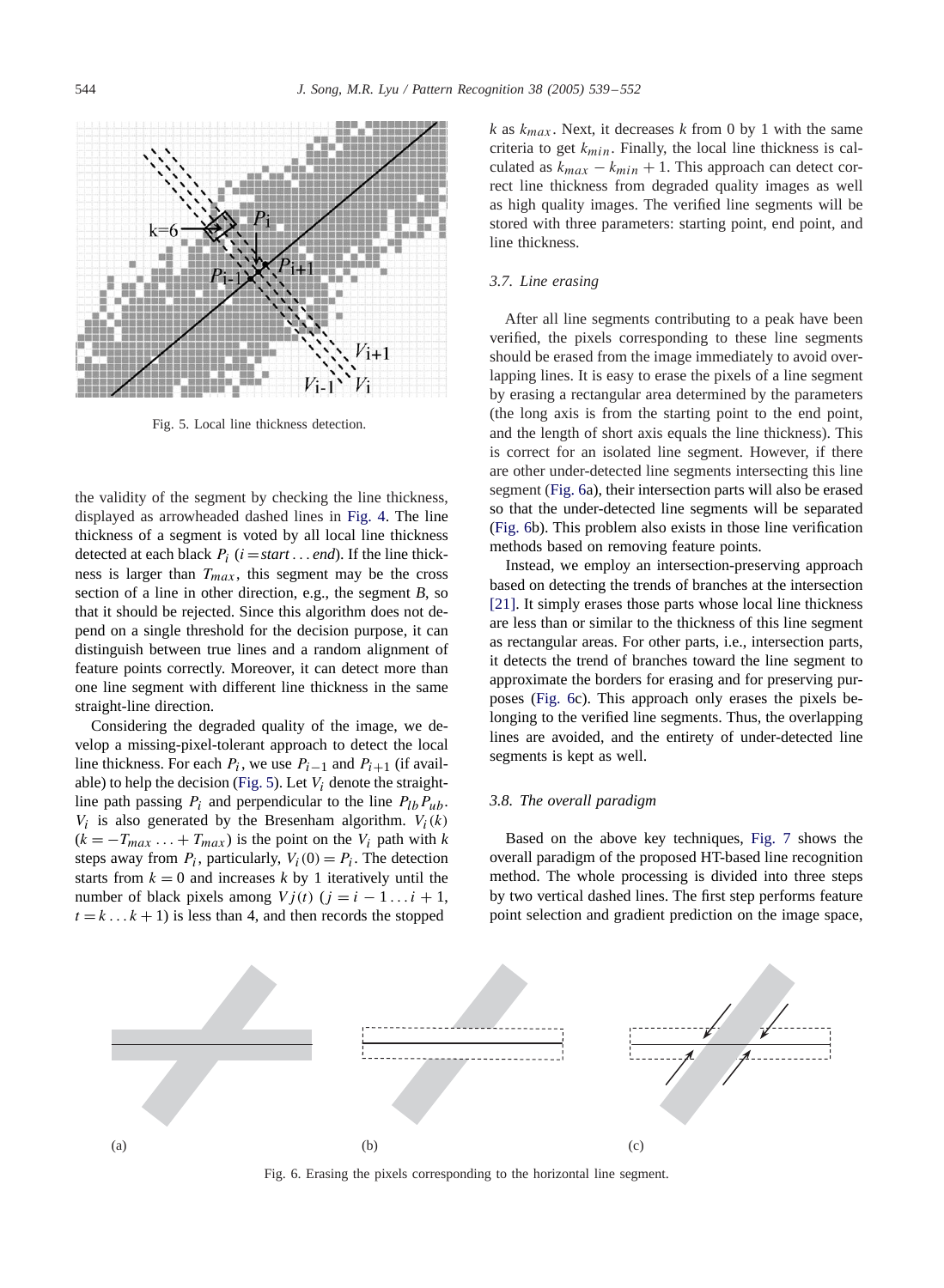Fig. 5. Local line thickness detection.

the validity of the segment by checking the line thickness, displayed as arrowheaded dashed lines in Fig. 4. The line thickness of a segment is voted by all local line thickness detected at each black $P_i$ ($i = start \ldots end$). If the line thickness is larger than $T_{max}$, this segment may be the cross section of a line in other direction, e.g., the segment *B*, so that it should be rejected. Since this algorithm does not depend on a single threshold for the decision purpose, it can distinguish between true lines and a random alignment of feature points correctly. Moreover, it can detect more than one line segment with different line thickness in the same straight-line direction.

Considering the degraded quality of the image, we develop a missing-pixel-tolerant approach to detect the local line thickness. For each $P_i$, we use $P_{i-1}$ and $P_{i+1}$ (if available) to help the decision (Fig. 5). Let $V_i$ denote the straight-line path passing $P_i$ and perpendicular to the line $P_{lb}P_{ub}$. $V_i$ is also generated by the Bresenham algorithm. $V_i(k)$ ($k = -T_{max} \ldots + T_{max}$) is the point on the $V_i$ path with $k$ steps away from $P_i$, particularly, $V_i(0) = P_i$. The detection starts from $k = 0$ and increases $k$ by 1 iteratively until the number of black pixels among $Vj(t)$ ($j = i - 1 \ldots i + 1$, $t = k \ldots k + 1$) is less than 4, and then records the stopped $k$ as $k_{max}$. Next, it decreases $k$ from 0 by 1 with the same criteria to get $k_{min}$. Finally, the local line thickness is calculated as $k_{max} - k_{min} + 1$. This approach can detect correct line thickness from degraded quality images as well as high quality images. The verified line segments will be stored with three parameters: starting point, end point, and line thickness.

### 3.7. Line erasing

After all line segments contributing to a peak have been verified, the pixels corresponding to these line segments should be erased from the image immediately to avoid overlapping lines. It is easy to erase the pixels of a line segment by erasing a rectangular area determined by the parameters (the long axis is from the starting point to the end point, and the length of short axis equals the line thickness). This is correct for an isolated line segment. However, if there are other under-detected line segments intersecting this line segment (Fig. 6a), their intersection parts will also be erased so that the under-detected line segments will be separated (Fig. 6b). This problem also exists in those line verification methods based on removing feature points.

Instead, we employ an intersection-preserving approach based on detecting the trends of branches at the intersection [21]. It simply erases those parts whose local line thickness are less than or similar to the thickness of this line segment as rectangular areas. For other parts, i.e., intersection parts, it detects the trend of branches toward the line segment to approximate the borders for erasing and for preserving purposes (Fig. 6c). This approach only erases the pixels belonging to the verified line segments. Thus, the overlapping lines are avoided, and the entirety of under-detected line segments is kept as well.

### 3.8. The overall paradigm

Based on the above key techniques, Fig. 7 shows the overall paradigm of the proposed HT-based line recognition method. The whole processing is divided into three steps by two vertical dashed lines. The first step performs feature point selection and gradient prediction on the image space,

Fig. 6. Erasing the pixels corresponding to the horizontal line segment.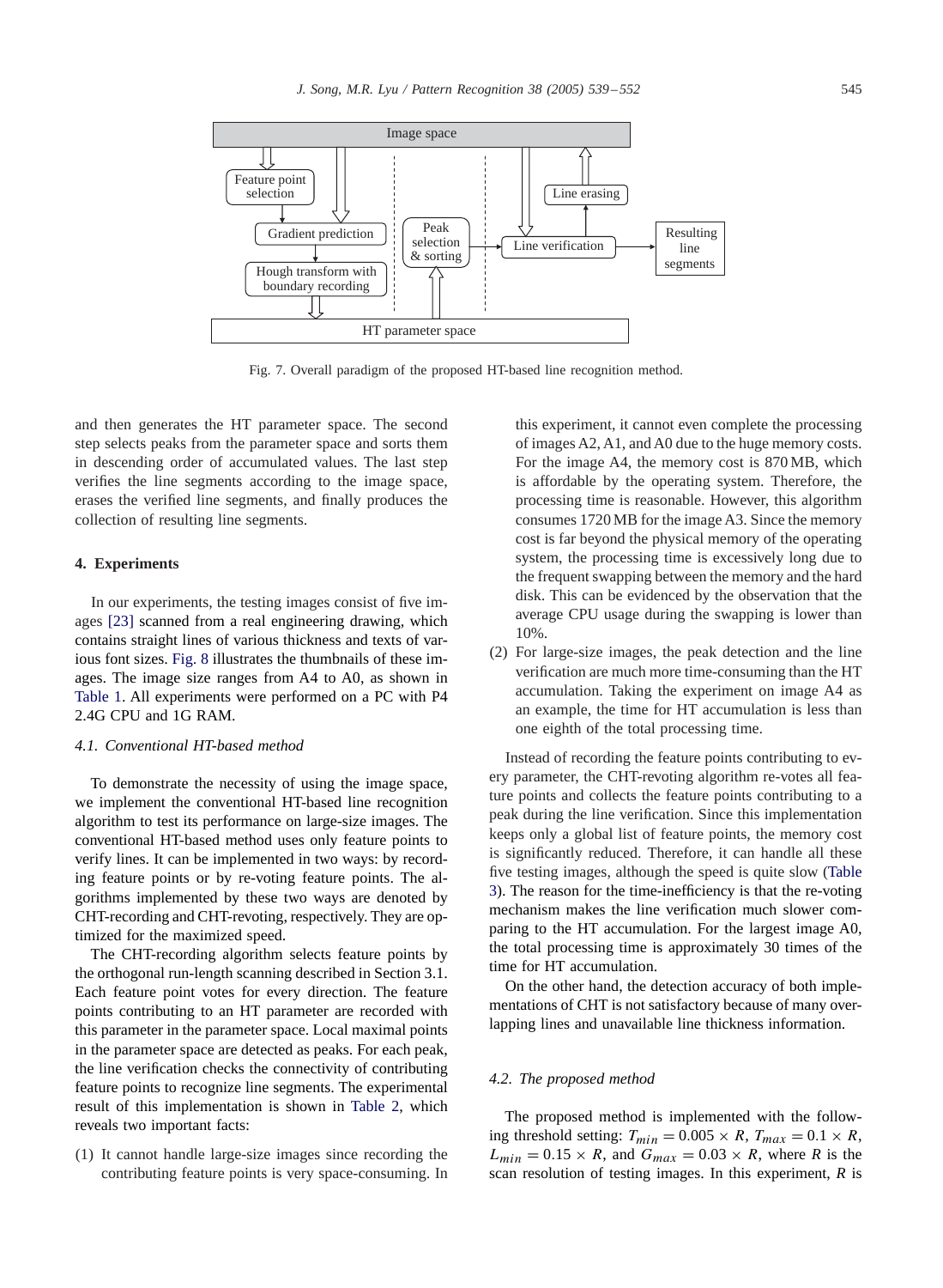Fig. 7. Overall paradigm of the proposed HT-based line recognition method.

and then generates the HT parameter space. The second step selects peaks from the parameter space and sorts them in descending order of accumulated values. The last step verifies the line segments according to the image space, erases the verified line segments, and finally produces the collection of resulting line segments.

## 4. Experiments

In our experiments, the testing images consist of five images [23] scanned from a real engineering drawing, which contains straight lines of various thickness and texts of various font sizes. Fig. 8 illustrates the thumbnails of these images. The image size ranges from A4 to A0, as shown in Table 1. All experiments were performed on a PC with P4 2.4G CPU and 1G RAM.

### 4.1. Conventional HT-based method

To demonstrate the necessity of using the image space, we implement the conventional HT-based line recognition algorithm to test its performance on large-size images. The conventional HT-based method uses only feature points to verify lines. It can be implemented in two ways: by recording feature points or by re-voting feature points. The algorithms implemented by these two ways are denoted by CHT-recording and CHT-revoting, respectively. They are optimized for the maximized speed.

The CHT-recording algorithm selects feature points by the orthogonal run-length scanning described in Section 3.1. Each feature point votes for every direction. The feature points contributing to an HT parameter are recorded with this parameter in the parameter space. Local maximal points in the parameter space are detected as peaks. For each peak, the line verification checks the connectivity of contributing feature points to recognize line segments. The experimental result of this implementation is shown in Table 2, which reveals two important facts:

1. It cannot handle large-size images since recording the contributing feature points is very space-consuming. In this experiment, it cannot even complete the processing of images A2, A1, and A0 due to the huge memory costs. For the image A4, the memory cost is 870 MB, which is affordable by the operating system. Therefore, the processing time is reasonable. However, this algorithm consumes 1720 MB for the image A3. Since the memory cost is far beyond the physical memory of the operating system, the processing time is excessively long due to the frequent swapping between the memory and the hard disk. This can be evidenced by the observation that the average CPU usage during the swapping is lower than 10%.
2. For large-size images, the peak detection and the line verification are much more time-consuming than the HT accumulation. Taking the experiment on image A4 as an example, the time for HT accumulation is less than one eighth of the total processing time.

Instead of recording the feature points contributing to every parameter, the CHT-revoting algorithm re-votes all feature points and collects the feature points contributing to a peak during the line verification. Since this implementation keeps only a global list of feature points, the memory cost is significantly reduced. Therefore, it can handle all these five testing images, although the speed is quite slow (Table 3). The reason for the time-inefficiency is that the re-voting mechanism makes the line verification much slower comparing to the HT accumulation. For the largest image A0, the total processing time is approximately 30 times of the time for HT accumulation.

On the other hand, the detection accuracy of both implementations of CHT is not satisfactory because of many overlapping lines and unavailable line thickness information.

### 4.2. The proposed method

The proposed method is implemented with the following threshold setting: $T_{min} = 0.005 \times R$, $T_{max} = 0.1 \times R$, $L_{min} = 0.15 \times R$, and $G_{max} = 0.03 \times R$, where $R$ is the scan resolution of testing images. In this experiment, $R$ is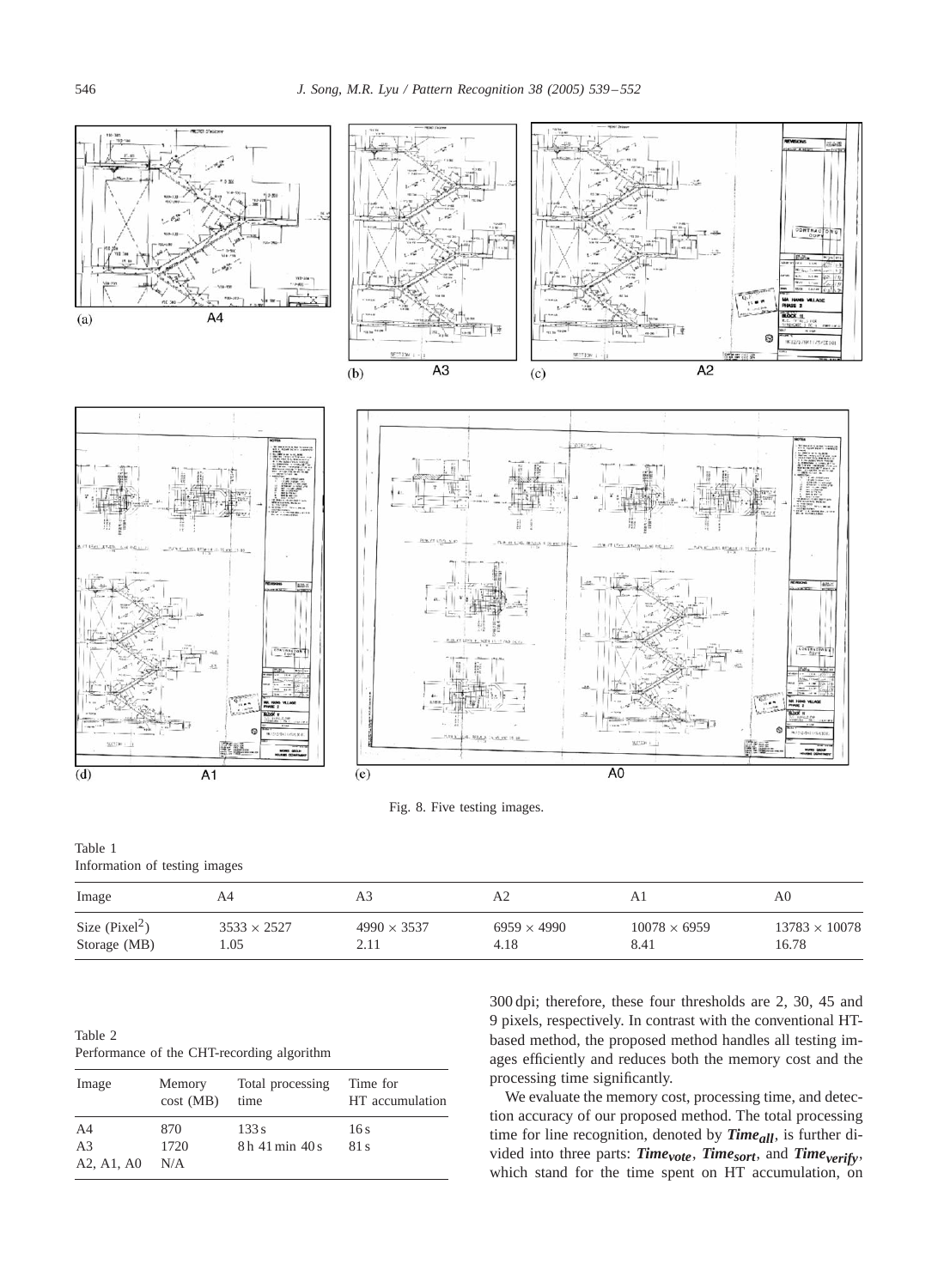Fig. 8. Five testing images.

Table 1
Information of testing images

| Image | A4 | A3 | A2 | A1 | A0 |
|---|---|---|---|---|---|
| Size (Pixel$^2$) | $3533 \times 2527$ | $4990 \times 3537$ | $6959 \times 4990$ | $10078 \times 6959$ | $13783 \times 10078$ |
| Storage (MB) | 1.05 | 2.11 | 4.18 | 8.41 | 16.78 |

Table 2
Performance of the CHT-recording algorithm

| Image | Memory cost (MB) | Total processing time | Time for HT accumulation |
|---|---|---|---|
| A4 | 870 | 133 s | 16 s |
| A3 | 1720 | 8 h 41 min 40 s | 81 s |
| A2, A1, A0 | N/A | | |

300 dpi; therefore, these four thresholds are 2, 30, 45 and 9 pixels, respectively. In contrast with the conventional HT-based method, the proposed method handles all testing images efficiently and reduces both the memory cost and the processing time significantly.

We evaluate the memory cost, processing time, and detection accuracy of our proposed method. The total processing time for line recognition, denoted by $\boldsymbol{Time_{all}}$, is further divided into three parts: $\boldsymbol{Time_{vote}}$, $\boldsymbol{Time_{sort}}$, and $\boldsymbol{Time_{verify}}$, which stand for the time spent on HT accumulation, on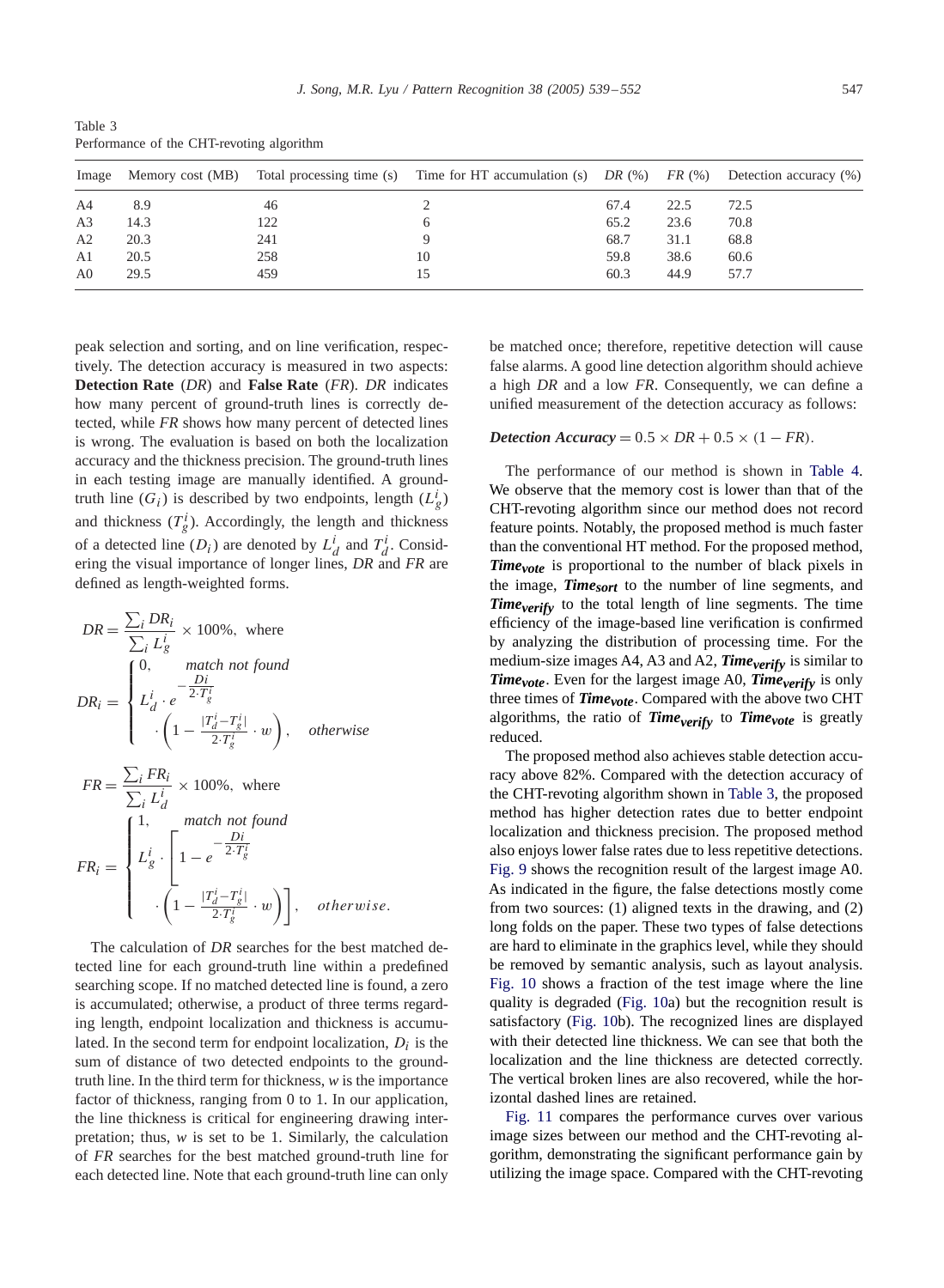Table 3
Performance of the CHT-revoting algorithm

| Image | Memory cost (MB) | Total processing time (s) | Time for HT accumulation (s) | *DR* (%) | *FR* (%) | Detection accuracy (%) |
|---|---|---|---|---|---|---|
| A4 | 8.9 | 46 | 2 | 67.4 | 22.5 | 72.5 |
| A3 | 14.3 | 122 | 6 | 65.2 | 23.6 | 70.8 |
| A2 | 20.3 | 241 | 9 | 68.7 | 31.1 | 68.8 |
| A1 | 20.5 | 258 | 10 | 59.8 | 38.6 | 60.6 |
| A0 | 29.5 | 459 | 15 | 60.3 | 44.9 | 57.7 |

peak selection and sorting, and on line verification, respectively. The detection accuracy is measured in two aspects: **Detection Rate** (*DR*) and **False Rate** (*FR*). *DR* indicates how many percent of ground-truth lines is correctly detected, while *FR* shows how many percent of detected lines is wrong. The evaluation is based on both the localization accuracy and the thickness precision. The ground-truth lines in each testing image are manually identified. A ground-truth line ($G_i$) is described by two endpoints, length ($L_g^i$) and thickness ($T_g^i$). Accordingly, the length and thickness of a detected line ($D_i$) are denoted by $L_d^i$ and $T_d^i$. Considering the visual importance of longer lines, *DR* and *FR* are defined as length-weighted forms.

$$DR = \frac{\sum_i DR_i}{\sum_i L_g^i} \times 100\%, \text{ where}$$

$$DR_i = \begin{cases} 0, & \textit{match not found} \\ L_d^i \cdot e^{-\frac{Di}{2 \cdot T_g^i}} \cdot \left(1 - \frac{|T_d^i - T_g^i|}{2 \cdot T_g^i} \cdot w\right), & \textit{otherwise} \end{cases}$$

$$FR = \frac{\sum_i FR_i}{\sum_i L_d^i} \times 100\%, \text{ where}$$

$$FR_i = \begin{cases} 1, & \textit{match not found} \\ L_g^i \cdot \left[1 - e^{-\frac{Di}{2 \cdot T_g^i}} \cdot \left(1 - \frac{|T_d^i - T_g^i|}{2 \cdot T_g^i} \cdot w\right)\right], & \textit{otherwise.} \end{cases}$$

The calculation of *DR* searches for the best matched detected line for each ground-truth line within a predefined searching scope. If no matched detected line is found, a zero is accumulated; otherwise, a product of three terms regarding length, endpoint localization and thickness is accumulated. In the second term for endpoint localization, $D_i$ is the sum of distance of two detected endpoints to the ground-truth line. In the third term for thickness, *w* is the importance factor of thickness, ranging from 0 to 1. In our application, the line thickness is critical for engineering drawing interpretation; thus, *w* is set to be 1. Similarly, the calculation of *FR* searches for the best matched ground-truth line for each detected line. Note that each ground-truth line can only be matched once; therefore, repetitive detection will cause false alarms. A good line detection algorithm should achieve a high *DR* and a low *FR*. Consequently, we can define a unified measurement of the detection accuracy as follows:

$$\textbf{\textit{Detection Accuracy}} = 0.5 \times DR + 0.5 \times (1 - FR).$$

The performance of our method is shown in Table 4. We observe that the memory cost is lower than that of the CHT-revoting algorithm since our method does not record feature points. Notably, the proposed method is much faster than the conventional HT method. For the proposed method, ***Time$_{vote}$*** is proportional to the number of black pixels in the image, ***Time$_{sort}$*** to the number of line segments, and ***Time$_{verify}$*** to the total length of line segments. The time efficiency of the image-based line verification is confirmed by analyzing the distribution of processing time. For the medium-size images A4, A3 and A2, ***Time$_{verify}$*** is similar to ***Time$_{vote}$***. Even for the largest image A0, ***Time$_{verify}$*** is only three times of ***Time$_{vote}$***. Compared with the above two CHT algorithms, the ratio of ***Time$_{verify}$*** to ***Time$_{vote}$*** is greatly reduced.

The proposed method also achieves stable detection accuracy above 82%. Compared with the detection accuracy of the CHT-revoting algorithm shown in Table 3, the proposed method has higher detection rates due to better endpoint localization and thickness precision. The proposed method also enjoys lower false rates due to less repetitive detections. Fig. 9 shows the recognition result of the largest image A0. As indicated in the figure, the false detections mostly come from two sources: (1) aligned texts in the drawing, and (2) long folds on the paper. These two types of false detections are hard to eliminate in the graphics level, while they should be removed by semantic analysis, such as layout analysis. Fig. 10 shows a fraction of the test image where the line quality is degraded (Fig. 10a) but the recognition result is satisfactory (Fig. 10b). The recognized lines are displayed with their detected line thickness. We can see that both the localization and the line thickness are detected correctly. The vertical broken lines are also recovered, while the horizontal dashed lines are retained.

Fig. 11 compares the performance curves over various image sizes between our method and the CHT-revoting algorithm, demonstrating the significant performance gain by utilizing the image space. Compared with the CHT-revoting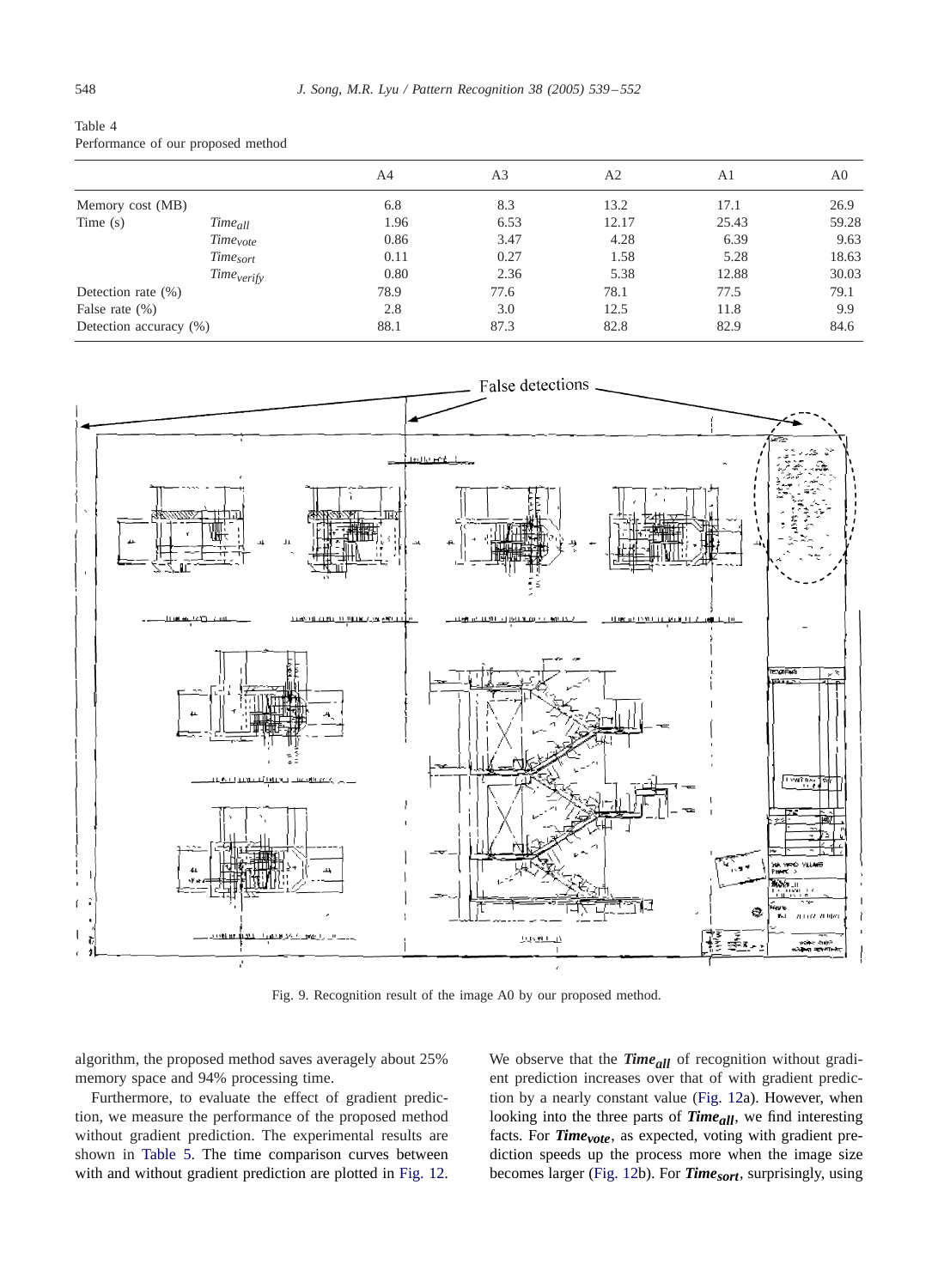Table 4
Performance of our proposed method

| | | A4 | A3 | A2 | A1 | A0 |
|---|---|---|---|---|---|---|
| Memory cost (MB) | | 6.8 | 8.3 | 13.2 | 17.1 | 26.9 |
| Time (s) | $Time_{all}$ | 1.96 | 6.53 | 12.17 | 25.43 | 59.28 |
| | $Time_{vote}$ | 0.86 | 3.47 | 4.28 | 6.39 | 9.63 |
| | $Time_{sort}$ | 0.11 | 0.27 | 1.58 | 5.28 | 18.63 |
| | $Time_{verify}$ | 0.80 | 2.36 | 5.38 | 12.88 | 30.03 |
| Detection rate (%) | | 78.9 | 77.6 | 78.1 | 77.5 | 79.1 |
| False rate (%) | | 2.8 | 3.0 | 12.5 | 11.8 | 9.9 |
| Detection accuracy (%) | | 88.1 | 87.3 | 82.8 | 82.9 | 84.6 |

Fig. 9. Recognition result of the image A0 by our proposed method.

algorithm, the proposed method saves averagely about 25% memory space and 94% processing time.

Furthermore, to evaluate the effect of gradient prediction, we measure the performance of the proposed method without gradient prediction. The experimental results are shown in Table 5. The time comparison curves between with and without gradient prediction are plotted in Fig. 12. We observe that the $\boldsymbol{Time_{all}}$ of recognition without gradient prediction increases over that of with gradient prediction by a nearly constant value (Fig. 12a). However, when looking into the three parts of $\boldsymbol{Time_{all}}$, we find interesting facts. For $\boldsymbol{Time_{vote}}$, as expected, voting with gradient prediction speeds up the process more when the image size becomes larger (Fig. 12b). For $\boldsymbol{Time_{sort}}$, surprisingly, using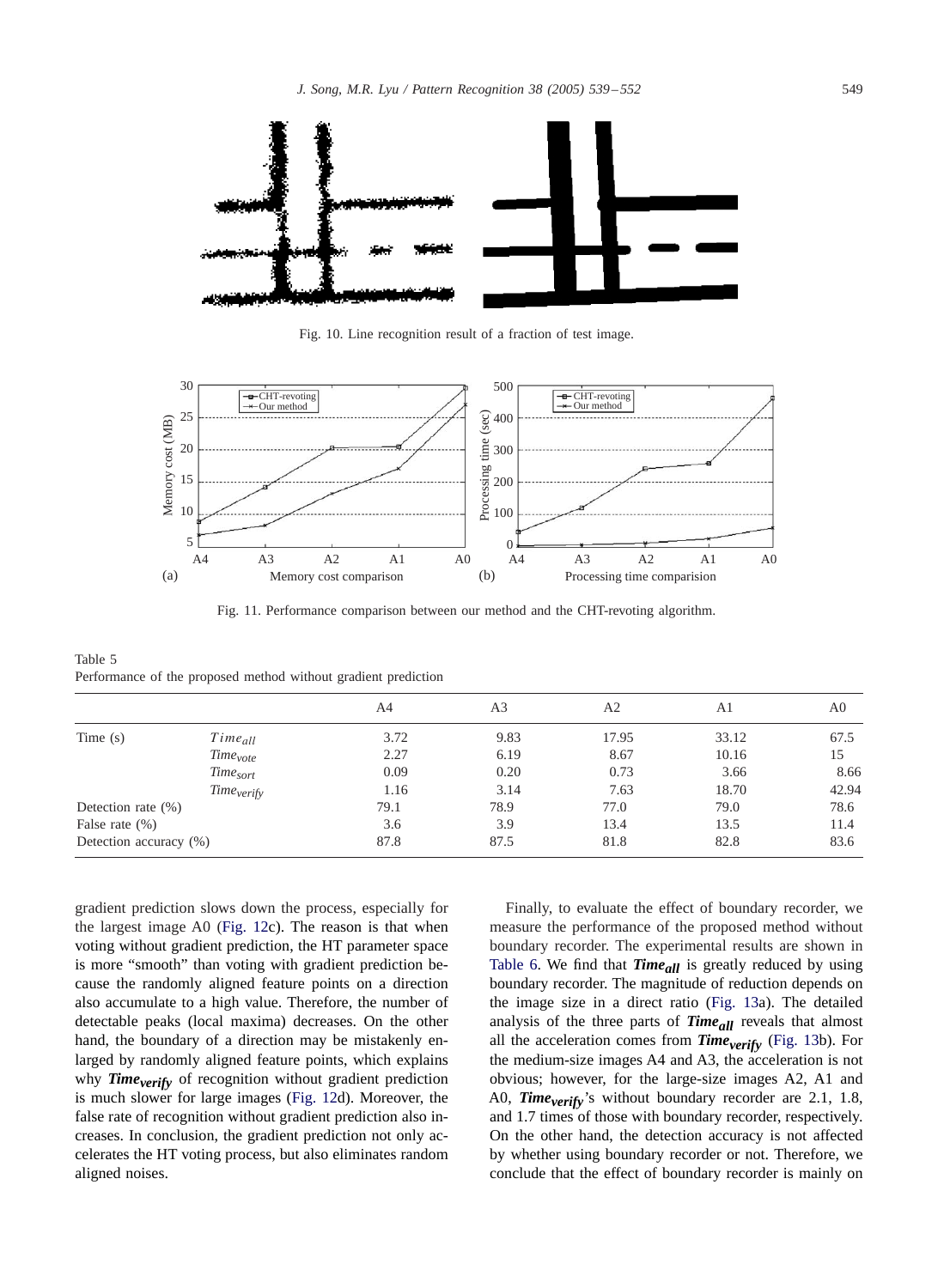Fig. 10. Line recognition result of a fraction of test image.

Fig. 11. Performance comparison between our method and the CHT-revoting algorithm.

Table 5
Performance of the proposed method without gradient prediction

| | | A4 | A3 | A2 | A1 | A0 |
|---|---|---|---|---|---|---|
| Time (s) | $Time_{all}$ | 3.72 | 9.83 | 17.95 | 33.12 | 67.5 |
| | $Time_{vote}$ | 2.27 | 6.19 | 8.67 | 10.16 | 15 |
| | $Time_{sort}$ | 0.09 | 0.20 | 0.73 | 3.66 | 8.66 |
| | $Time_{verify}$ | 1.16 | 3.14 | 7.63 | 18.70 | 42.94 |
| Detection rate (%) | | 79.1 | 78.9 | 77.0 | 79.0 | 78.6 |
| False rate (%) | | 3.6 | 3.9 | 13.4 | 13.5 | 11.4 |
| Detection accuracy (%) | | 87.8 | 87.5 | 81.8 | 82.8 | 83.6 |

gradient prediction slows down the process, especially for the largest image A0 (Fig. 12c). The reason is that when voting without gradient prediction, the HT parameter space is more "smooth" than voting with gradient prediction because the randomly aligned feature points on a direction also accumulate to a high value. Therefore, the number of detectable peaks (local maxima) decreases. On the other hand, the boundary of a direction may be mistakenly enlarged by randomly aligned feature points, which explains why $\boldsymbol{Time_{verify}}$ of recognition without gradient prediction is much slower for large images (Fig. 12d). Moreover, the false rate of recognition without gradient prediction also increases. In conclusion, the gradient prediction not only accelerates the HT voting process, but also eliminates random aligned noises.

Finally, to evaluate the effect of boundary recorder, we measure the performance of the proposed method without boundary recorder. The experimental results are shown in Table 6. We find that $\boldsymbol{Time_{all}}$ is greatly reduced by using boundary recorder. The magnitude of reduction depends on the image size in a direct ratio (Fig. 13a). The detailed analysis of the three parts of $\boldsymbol{Time_{all}}$ reveals that almost all the acceleration comes from $\boldsymbol{Time_{verify}}$ (Fig. 13b). For the medium-size images A4 and A3, the acceleration is not obvious; however, for the large-size images A2, A1 and A0, $\boldsymbol{Time_{verify}}$'s without boundary recorder are 2.1, 1.8, and 1.7 times of those with boundary recorder, respectively. On the other hand, the detection accuracy is not affected by whether using boundary recorder or not. Therefore, we conclude that the effect of boundary recorder is mainly on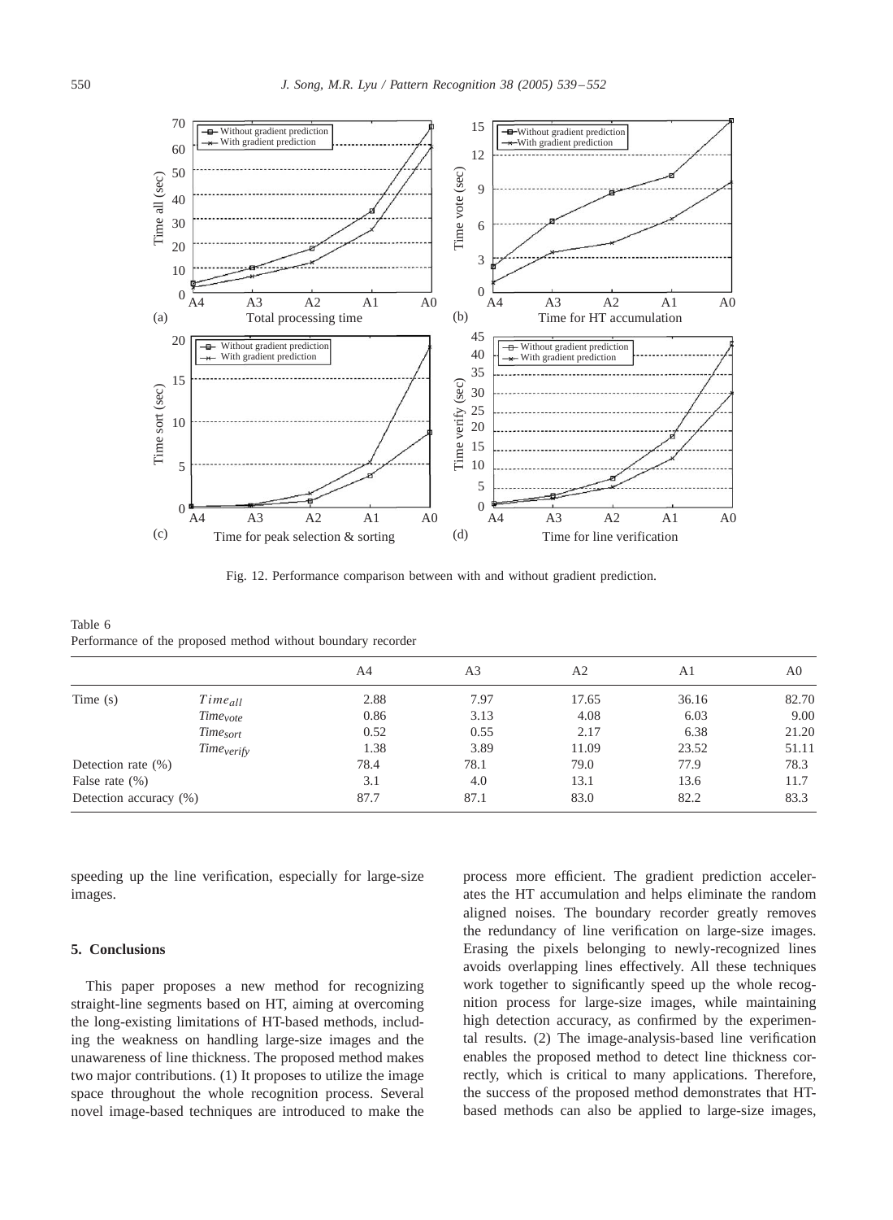Fig. 12. Performance comparison between with and without gradient prediction.

Table 6
Performance of the proposed method without boundary recorder

| | | A4 | A3 | A2 | A1 | A0 |
|---|---|---|---|---|---|---|
| Time (s) | $Time_{all}$ | 2.88 | 7.97 | 17.65 | 36.16 | 82.70 |
| | $Time_{vote}$ | 0.86 | 3.13 | 4.08 | 6.03 | 9.00 |
| | $Time_{sort}$ | 0.52 | 0.55 | 2.17 | 6.38 | 21.20 |
| | $Time_{verify}$ | 1.38 | 3.89 | 11.09 | 23.52 | 51.11 |
| Detection rate (%) | | 78.4 | 78.1 | 79.0 | 77.9 | 78.3 |
| False rate (%) | | 3.1 | 4.0 | 13.1 | 13.6 | 11.7 |
| Detection accuracy (%) | | 87.7 | 87.1 | 83.0 | 82.2 | 83.3 |

speeding up the line verification, especially for large-size images.

## 5. Conclusions

This paper proposes a new method for recognizing straight-line segments based on HT, aiming at overcoming the long-existing limitations of HT-based methods, including the weakness on handling large-size images and the unawareness of line thickness. The proposed method makes two major contributions. (1) It proposes to utilize the image space throughout the whole recognition process. Several novel image-based techniques are introduced to make the process more efficient. The gradient prediction accelerates the HT accumulation and helps eliminate the random aligned noises. The boundary recorder greatly removes the redundancy of line verification on large-size images. Erasing the pixels belonging to newly-recognized lines avoids overlapping lines effectively. All these techniques work together to significantly speed up the whole recognition process for large-size images, while maintaining high detection accuracy, as confirmed by the experimental results. (2) The image-analysis-based line verification enables the proposed method to detect line thickness correctly, which is critical to many applications. Therefore, the success of the proposed method demonstrates that HT-based methods can also be applied to large-size images,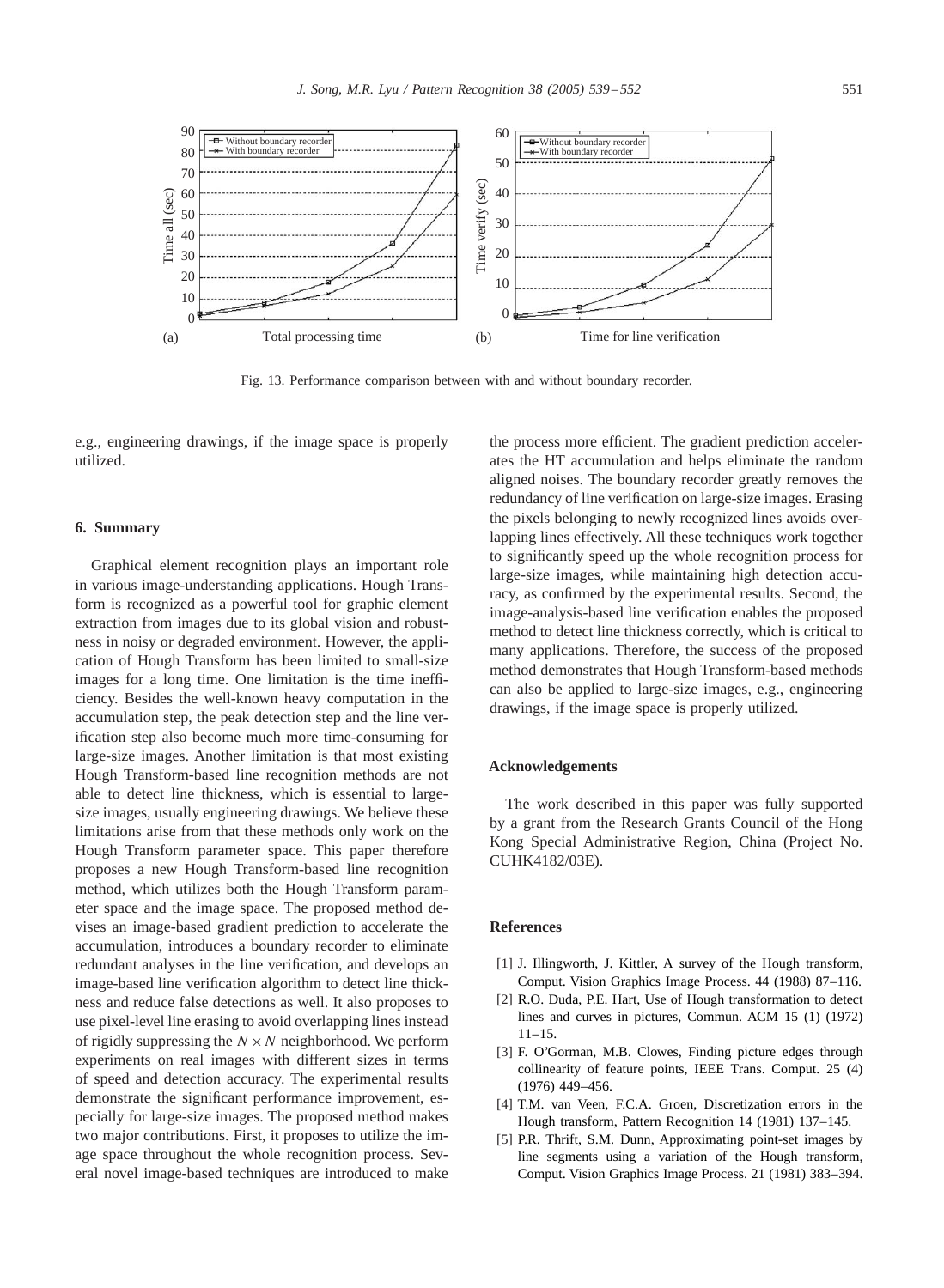Fig. 13. Performance comparison between with and without boundary recorder.

e.g., engineering drawings, if the image space is properly utilized.

## 6. Summary

Graphical element recognition plays an important role in various image-understanding applications. Hough Transform is recognized as a powerful tool for graphic element extraction from images due to its global vision and robustness in noisy or degraded environment. However, the application of Hough Transform has been limited to small-size images for a long time. One limitation is the time inefficiency. Besides the well-known heavy computation in the accumulation step, the peak detection step and the line verification step also become much more time-consuming for large-size images. Another limitation is that most existing Hough Transform-based line recognition methods are not able to detect line thickness, which is essential to large-size images, usually engineering drawings. We believe these limitations arise from that these methods only work on the Hough Transform parameter space. This paper therefore proposes a new Hough Transform-based line recognition method, which utilizes both the Hough Transform parameter space and the image space. The proposed method devises an image-based gradient prediction to accelerate the accumulation, introduces a boundary recorder to eliminate redundant analyses in the line verification, and develops an image-based line verification algorithm to detect line thickness and reduce false detections as well. It also proposes to use pixel-level line erasing to avoid overlapping lines instead of rigidly suppressing the $N \times N$ neighborhood. We perform experiments on real images with different sizes in terms of speed and detection accuracy. The experimental results demonstrate the significant performance improvement, especially for large-size images. The proposed method makes two major contributions. First, it proposes to utilize the image space throughout the whole recognition process. Several novel image-based techniques are introduced to make the process more efficient. The gradient prediction accelerates the HT accumulation and helps eliminate the random aligned noises. The boundary recorder greatly removes the redundancy of line verification on large-size images. Erasing the pixels belonging to newly recognized lines avoids overlapping lines effectively. All these techniques work together to significantly speed up the whole recognition process for large-size images, while maintaining high detection accuracy, as confirmed by the experimental results. Second, the image-analysis-based line verification enables the proposed method to detect line thickness correctly, which is critical to many applications. Therefore, the success of the proposed method demonstrates that Hough Transform-based methods can also be applied to large-size images, e.g., engineering drawings, if the image space is properly utilized.

## Acknowledgements

The work described in this paper was fully supported by a grant from the Research Grants Council of the Hong Kong Special Administrative Region, China (Project No. CUHK4182/03E).

## References

[1] J. Illingworth, J. Kittler, A survey of the Hough transform, Comput. Vision Graphics Image Process. 44 (1988) 87–116.

[2] R.O. Duda, P.E. Hart, Use of Hough transformation to detect lines and curves in pictures, Commun. ACM 15 (1) (1972) 11–15.

[3] F. O'Gorman, M.B. Clowes, Finding picture edges through collinearity of feature points, IEEE Trans. Comput. 25 (4) (1976) 449–456.

[4] T.M. van Veen, F.C.A. Groen, Discretization errors in the Hough transform, Pattern Recognition 14 (1981) 137–145.

[5] P.R. Thrift, S.M. Dunn, Approximating point-set images by line segments using a variation of the Hough transform, Comput. Vision Graphics Image Process. 21 (1981) 383–394.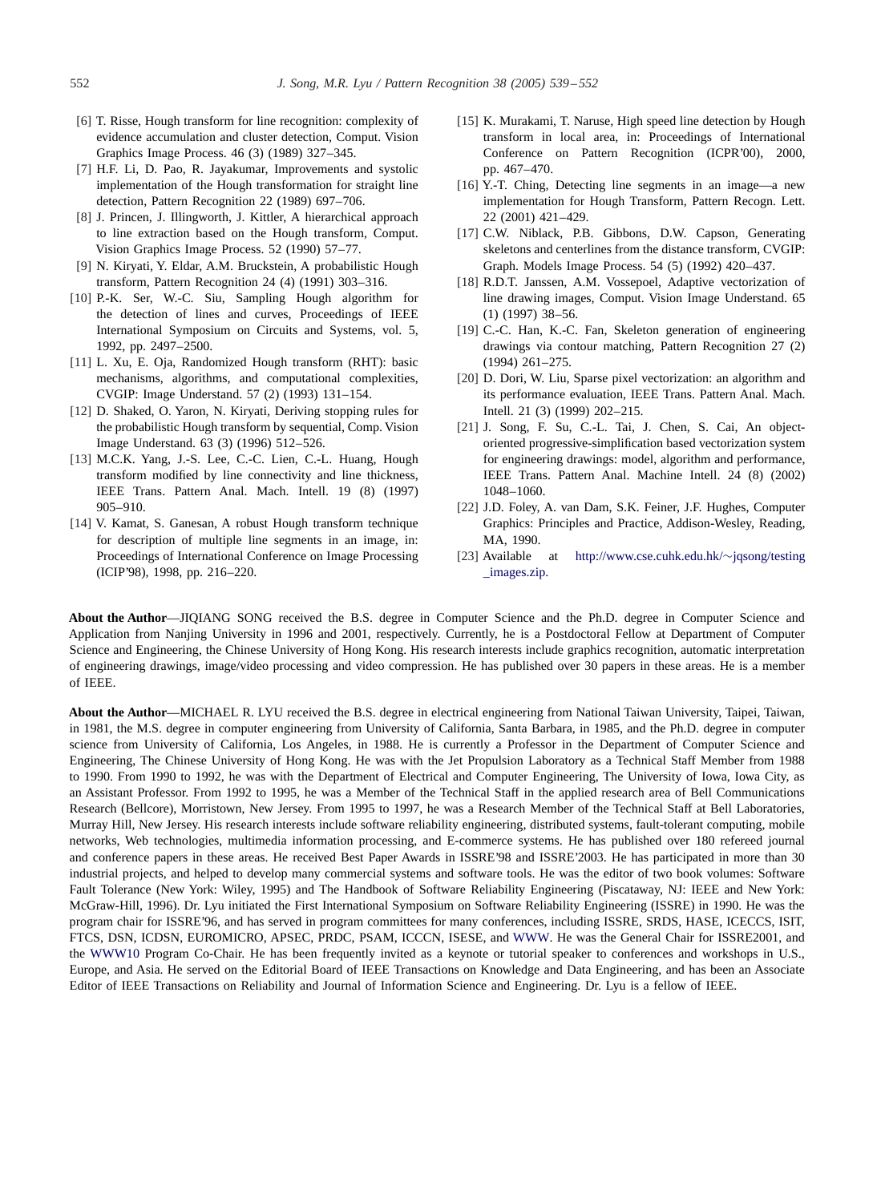[6] T. Risse, Hough transform for line recognition: complexity of evidence accumulation and cluster detection, Comput. Vision Graphics Image Process. 46 (3) (1989) 327–345.

[7] H.F. Li, D. Pao, R. Jayakumar, Improvements and systolic implementation of the Hough transformation for straight line detection, Pattern Recognition 22 (1989) 697–706.

[8] J. Princen, J. Illingworth, J. Kittler, A hierarchical approach to line extraction based on the Hough transform, Comput. Vision Graphics Image Process. 52 (1990) 57–77.

[9] N. Kiryati, Y. Eldar, A.M. Bruckstein, A probabilistic Hough transform, Pattern Recognition 24 (4) (1991) 303–316.

[10] P.-K. Ser, W.-C. Siu, Sampling Hough algorithm for the detection of lines and curves, Proceedings of IEEE International Symposium on Circuits and Systems, vol. 5, 1992, pp. 2497–2500.

[11] L. Xu, E. Oja, Randomized Hough transform (RHT): basic mechanisms, algorithms, and computational complexities, CVGIP: Image Understand. 57 (2) (1993) 131–154.

[12] D. Shaked, O. Yaron, N. Kiryati, Deriving stopping rules for the probabilistic Hough transform by sequential, Comp. Vision Image Understand. 63 (3) (1996) 512–526.

[13] M.C.K. Yang, J.-S. Lee, C.-C. Lien, C.-L. Huang, Hough transform modified by line connectivity and line thickness, IEEE Trans. Pattern Anal. Mach. Intell. 19 (8) (1997) 905–910.

[14] V. Kamat, S. Ganesan, A robust Hough transform technique for description of multiple line segments in an image, in: Proceedings of International Conference on Image Processing (ICIP'98), 1998, pp. 216–220.

[15] K. Murakami, T. Naruse, High speed line detection by Hough transform in local area, in: Proceedings of International Conference on Pattern Recognition (ICPR'00), 2000, pp. 467–470.

[16] Y.-T. Ching, Detecting line segments in an image—a new implementation for Hough Transform, Pattern Recogn. Lett. 22 (2001) 421–429.

[17] C.W. Niblack, P.B. Gibbons, D.W. Capson, Generating skeletons and centerlines from the distance transform, CVGIP: Graph. Models Image Process. 54 (5) (1992) 420–437.

[18] R.D.T. Janssen, A.M. Vossepoel, Adaptive vectorization of line drawing images, Comput. Vision Image Understand. 65 (1) (1997) 38–56.

[19] C.-C. Han, K.-C. Fan, Skeleton generation of engineering drawings via contour matching, Pattern Recognition 27 (2) (1994) 261–275.

[20] D. Dori, W. Liu, Sparse pixel vectorization: an algorithm and its performance evaluation, IEEE Trans. Pattern Anal. Mach. Intell. 21 (3) (1999) 202–215.

[21] J. Song, F. Su, C.-L. Tai, J. Chen, S. Cai, An object-oriented progressive-simplification based vectorization system for engineering drawings: model, algorithm and performance, IEEE Trans. Pattern Anal. Machine Intell. 24 (8) (2002) 1048–1060.

[22] J.D. Foley, A. van Dam, S.K. Feiner, J.F. Hughes, Computer Graphics: Principles and Practice, Addison-Wesley, Reading, MA, 1990.

[23] Available at http://www.cse.cuhk.edu.hk/~jqsong/testing_images.zip.

**About the Author**—JIQIANG SONG received the B.S. degree in Computer Science and the Ph.D. degree in Computer Science and Application from Nanjing University in 1996 and 2001, respectively. Currently, he is a Postdoctoral Fellow at Department of Computer Science and Engineering, the Chinese University of Hong Kong. His research interests include graphics recognition, automatic interpretation of engineering drawings, image/video processing and video compression. He has published over 30 papers in these areas. He is a member of IEEE.

**About the Author**—MICHAEL R. LYU received the B.S. degree in electrical engineering from National Taiwan University, Taipei, Taiwan, in 1981, the M.S. degree in computer engineering from University of California, Santa Barbara, in 1985, and the Ph.D. degree in computer science from University of California, Los Angeles, in 1988. He is currently a Professor in the Department of Computer Science and Engineering, The Chinese University of Hong Kong. He was with the Jet Propulsion Laboratory as a Technical Staff Member from 1988 to 1990. From 1990 to 1992, he was with the Department of Electrical and Computer Engineering, The University of Iowa, Iowa City, as an Assistant Professor. From 1992 to 1995, he was a Member of the Technical Staff in the applied research area of Bell Communications Research (Bellcore), Morristown, New Jersey. From 1995 to 1997, he was a Research Member of the Technical Staff at Bell Laboratories, Murray Hill, New Jersey. His research interests include software reliability engineering, distributed systems, fault-tolerant computing, mobile networks, Web technologies, multimedia information processing, and E-commerce systems. He has published over 180 refereed journal and conference papers in these areas. He received Best Paper Awards in ISSRE'98 and ISSRE'2003. He has participated in more than 30 industrial projects, and helped to develop many commercial systems and software tools. He was the editor of two book volumes: Software Fault Tolerance (New York: Wiley, 1995) and The Handbook of Software Reliability Engineering (Piscataway, NJ: IEEE and New York: McGraw-Hill, 1996). Dr. Lyu initiated the First International Symposium on Software Reliability Engineering (ISSRE) in 1990. He was the program chair for ISSRE'96, and has served in program committees for many conferences, including ISSRE, SRDS, HASE, ICECCS, ISIT, FTCS, DSN, ICDSN, EUROMICRO, APSEC, PRDC, PSAM, ICCCN, ISESE, and WWW. He was the General Chair for ISSRE2001, and the WWW10 Program Co-Chair. He has been frequently invited as a keynote or tutorial speaker to conferences and workshops in U.S., Europe, and Asia. He served on the Editorial Board of IEEE Transactions on Knowledge and Data Engineering, and has been an Associate Editor of IEEE Transactions on Reliability and Journal of Information Science and Engineering. Dr. Lyu is a fellow of IEEE.